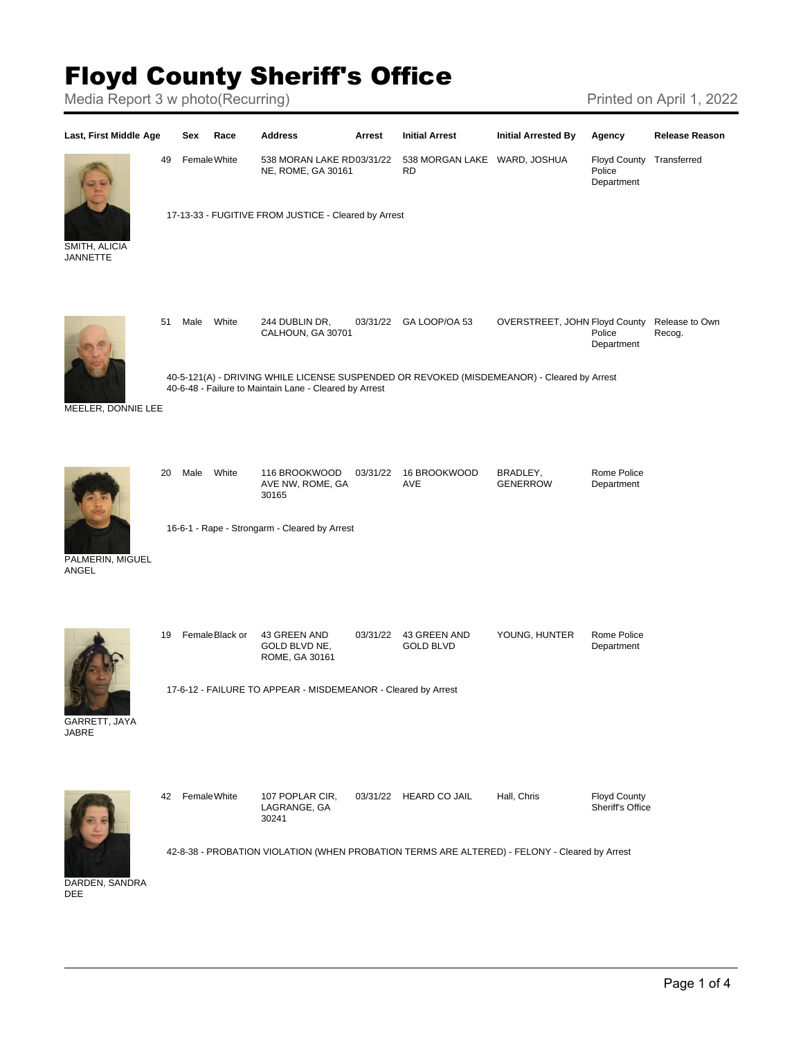# Floyd County Sheriff's Office

Media Report 3 w photo(Recurring)

Printed on April 1, 2022

| Last, First Middle | Age | Sex | Race | Address | Arrest | Initial Arrest | Initial Arrested By | Agency | Release Reason |
|---|---|---|---|---|---|---|---|---|---|
| SMITH, ALICIA JANNETTE | 49 | Female | White | 538 MORAN LAKE RD NE, ROME, GA 30161 | 03/31/22 | 538 MORGAN LAKE RD | WARD, JOSHUA | Floyd County Police Department | Transferred |
| | 17-13-33 - FUGITIVE FROM JUSTICE - Cleared by Arrest | | | | | | | | |
| MEELER, DONNIE LEE | 51 | Male | White | 244 DUBLIN DR, CALHOUN, GA 30701 | 03/31/22 | GA LOOP/OA 53 | OVERSTREET, JOHN | Floyd County Police Department | Release to Own Recog. |
| | 40-5-121(A) - DRIVING WHILE LICENSE SUSPENDED OR REVOKED (MISDEMEANOR) - Cleared by Arrest<br>40-6-48 - Failure to Maintain Lane - Cleared by Arrest | | | | | | | | |
| PALMERIN, MIGUEL ANGEL | 20 | Male | White | 116 BROOKWOOD AVE NW, ROME, GA 30165 | 03/31/22 | 16 BROOKWOOD AVE | BRADLEY, GENERROW | Rome Police Department | |
| | 16-6-1 - Rape - Strongarm - Cleared by Arrest | | | | | | | | |
| GARRETT, JAYA JABRE | 19 | Female | Black or | 43 GREEN AND GOLD BLVD NE, ROME, GA 30161 | 03/31/22 | 43 GREEN AND GOLD BLVD | YOUNG, HUNTER | Rome Police Department | |
| | 17-6-12 - FAILURE TO APPEAR - MISDEMEANOR - Cleared by Arrest | | | | | | | | |
| DARDEN, SANDRA DEE | 42 | Female | White | 107 POPLAR CIR, LAGRANGE, GA 30241 | 03/31/22 | HEARD CO JAIL | Hall, Chris | Floyd County Sheriff's Office | |
| | 42-8-38 - PROBATION VIOLATION (WHEN PROBATION TERMS ARE ALTERED) - FELONY - Cleared by Arrest | | | | | | | | |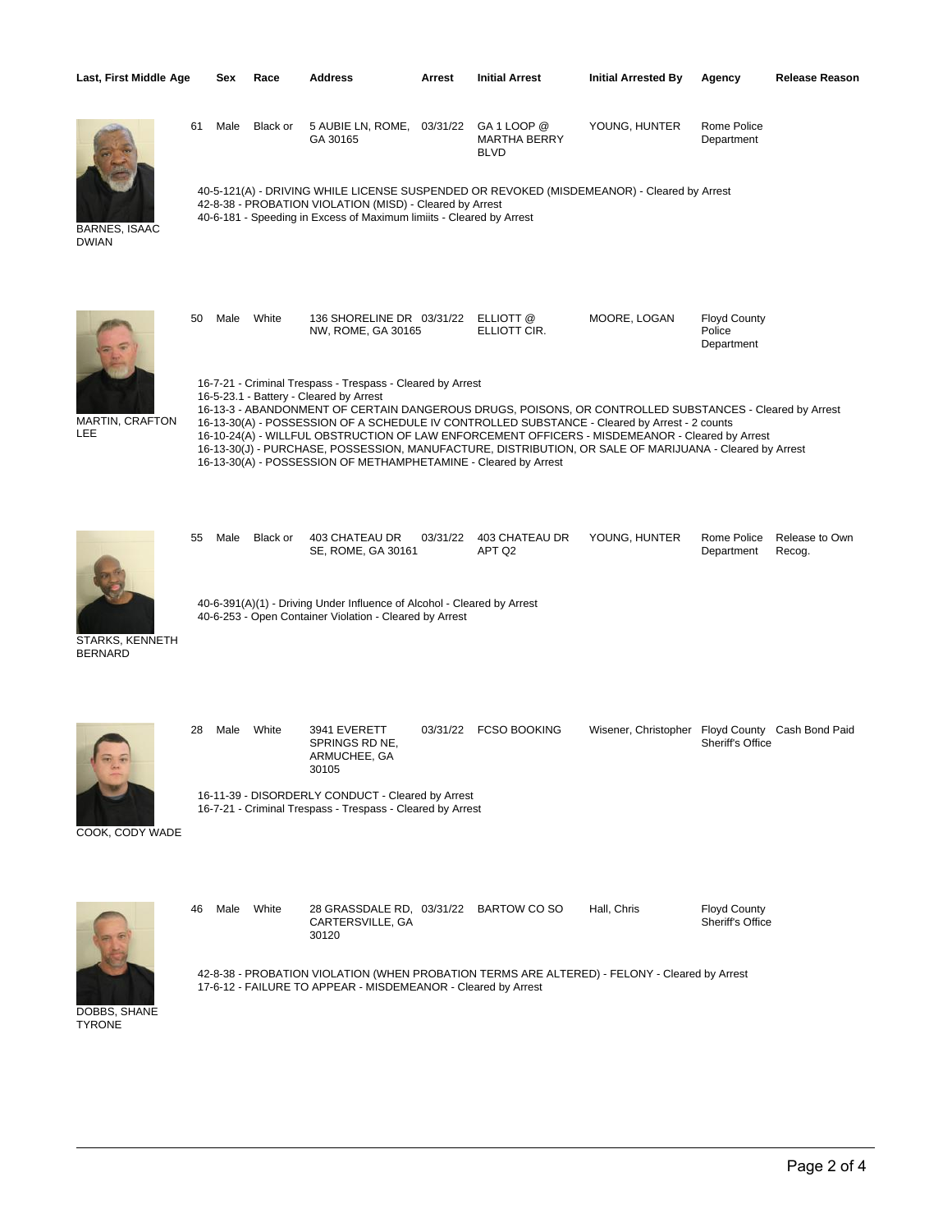| Last, First Middle | Age | Sex | Race | Address | Arrest | Initial Arrest | Initial Arrested By | Agency | Release Reason |
|---|---|---|---|---|---|---|---|---|---|
| BARNES, ISAAC DWIAN | 61 | Male | Black or | 5 AUBIE LN, ROME, GA 30165 | 03/31/22 | GA 1 LOOP @ MARTHA BERRY BLVD | YOUNG, HUNTER | Rome Police Department | |

40-5-121(A) - DRIVING WHILE LICENSE SUSPENDED OR REVOKED (MISDEMEANOR) - Cleared by Arrest
42-8-38 - PROBATION VIOLATION (MISD) - Cleared by Arrest
40-6-181 - Speeding in Excess of Maximum limiits - Cleared by Arrest

| Last, First Middle | Age | Sex | Race | Address | Arrest | Initial Arrest | Initial Arrested By | Agency | Release Reason |
|---|---|---|---|---|---|---|---|---|---|
| MARTIN, CRAFTON LEE | 50 | Male | White | 136 SHORELINE DR NW, ROME, GA 30165 | 03/31/22 | ELLIOTT @ ELLIOTT CIR. | MOORE, LOGAN | Floyd County Police Department | |

16-7-21 - Criminal Trespass - Trespass - Cleared by Arrest
16-5-23.1 - Battery - Cleared by Arrest
16-13-3 - ABANDONMENT OF CERTAIN DANGEROUS DRUGS, POISONS, OR CONTROLLED SUBSTANCES - Cleared by Arrest
16-13-30(A) - POSSESSION OF A SCHEDULE IV CONTROLLED SUBSTANCE - Cleared by Arrest - 2 counts
16-10-24(A) - WILLFUL OBSTRUCTION OF LAW ENFORCEMENT OFFICERS - MISDEMEANOR - Cleared by Arrest
16-13-30(J) - PURCHASE, POSSESSION, MANUFACTURE, DISTRIBUTION, OR SALE OF MARIJUANA - Cleared by Arrest
16-13-30(A) - POSSESSION OF METHAMPHETAMINE - Cleared by Arrest

| Last, First Middle | Age | Sex | Race | Address | Arrest | Initial Arrest | Initial Arrested By | Agency | Release Reason |
|---|---|---|---|---|---|---|---|---|---|
| STARKS, KENNETH BERNARD | 55 | Male | Black or | 403 CHATEAU DR SE, ROME, GA 30161 | 03/31/22 | 403 CHATEAU DR APT Q2 | YOUNG, HUNTER | Rome Police Department | Release to Own Recog. |

40-6-391(A)(1) - Driving Under Influence of Alcohol - Cleared by Arrest
40-6-253 - Open Container Violation - Cleared by Arrest

| Last, First Middle | Age | Sex | Race | Address | Arrest | Initial Arrest | Initial Arrested By | Agency | Release Reason |
|---|---|---|---|---|---|---|---|---|---|
| COOK, CODY WADE | 28 | Male | White | 3941 EVERETT SPRINGS RD NE, ARMUCHEE, GA 30105 | 03/31/22 | FCSO BOOKING | Wisener, Christopher | Floyd County Sheriff's Office | Cash Bond Paid |

16-11-39 - DISORDERLY CONDUCT - Cleared by Arrest
16-7-21 - Criminal Trespass - Trespass - Cleared by Arrest

| Last, First Middle | Age | Sex | Race | Address | Arrest | Initial Arrest | Initial Arrested By | Agency | Release Reason |
|---|---|---|---|---|---|---|---|---|---|
| DOBBS, SHANE TYRONE | 46 | Male | White | 28 GRASSDALE RD, CARTERSVILLE, GA 30120 | 03/31/22 | BARTOW CO SO | Hall, Chris | Floyd County Sheriff's Office | |

42-8-38 - PROBATION VIOLATION (WHEN PROBATION TERMS ARE ALTERED) - FELONY - Cleared by Arrest
17-6-12 - FAILURE TO APPEAR - MISDEMEANOR - Cleared by Arrest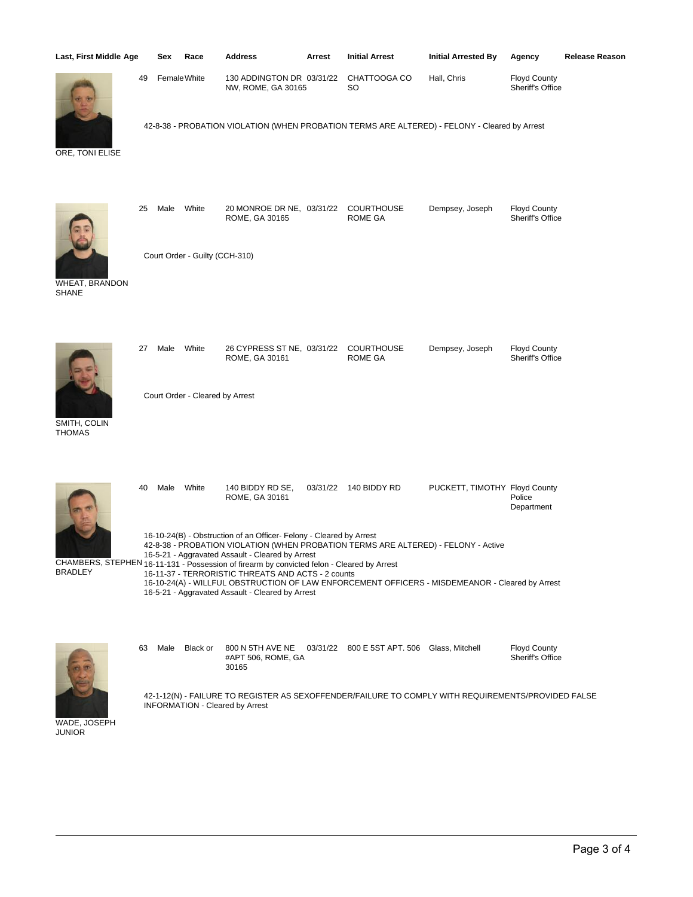| Last, First Middle | Age | Sex | Race | Address | Arrest | Initial Arrest | Initial Arrested By | Agency | Release Reason |
|---|---|---|---|---|---|---|---|---|---|
| ORE, TONI ELISE | 49 | Female | White | 130 ADDINGTON DR NW, ROME, GA 30165 | 03/31/22 | CHATTOOGA CO SO | Hall, Chris | Floyd County Sheriff's Office | |
| | | | | 42-8-38 - PROBATION VIOLATION (WHEN PROBATION TERMS ARE ALTERED) - FELONY - Cleared by Arrest | | | | | |
| WHEAT, BRANDON SHANE | 25 | Male | White | 20 MONROE DR NE, ROME, GA 30165 | 03/31/22 | COURTHOUSE ROME GA | Dempsey, Joseph | Floyd County Sheriff's Office | |
| | | | | Court Order - Guilty (CCH-310) | | | | | |
| SMITH, COLIN THOMAS | 27 | Male | White | 26 CYPRESS ST NE, ROME, GA 30161 | 03/31/22 | COURTHOUSE ROME GA | Dempsey, Joseph | Floyd County Sheriff's Office | |
| | | | | Court Order - Cleared by Arrest | | | | | |
| CHAMBERS, STEPHEN BRADLEY | 40 | Male | White | 140 BIDDY RD SE, ROME, GA 30161 | 03/31/22 | 140 BIDDY RD | PUCKETT, TIMOTHY | Floyd County Police Department | |
| | | | | 16-10-24(B) - Obstruction of an Officer- Felony - Cleared by Arrest<br>42-8-38 - PROBATION VIOLATION (WHEN PROBATION TERMS ARE ALTERED) - FELONY - Active<br>16-5-21 - Aggravated Assault - Cleared by Arrest<br>16-11-131 - Possession of firearm by convicted felon - Cleared by Arrest<br>16-11-37 - TERRORISTIC THREATS AND ACTS - 2 counts<br>16-10-24(A) - WILLFUL OBSTRUCTION OF LAW ENFORCEMENT OFFICERS - MISDEMEANOR - Cleared by Arrest<br>16-5-21 - Aggravated Assault - Cleared by Arrest | | | | | |
| WADE, JOSEPH JUNIOR | 63 | Male | Black or | 800 N 5TH AVE NE #APT 506, ROME, GA 30165 | 03/31/22 | 800 E 5ST APT. 506 | Glass, Mitchell | Floyd County Sheriff's Office | |
| | | | | 42-1-12(N) - FAILURE TO REGISTER AS SEXOFFENDER/FAILURE TO COMPLY WITH REQUIREMENTS/PROVIDED FALSE INFORMATION - Cleared by Arrest | | | | | |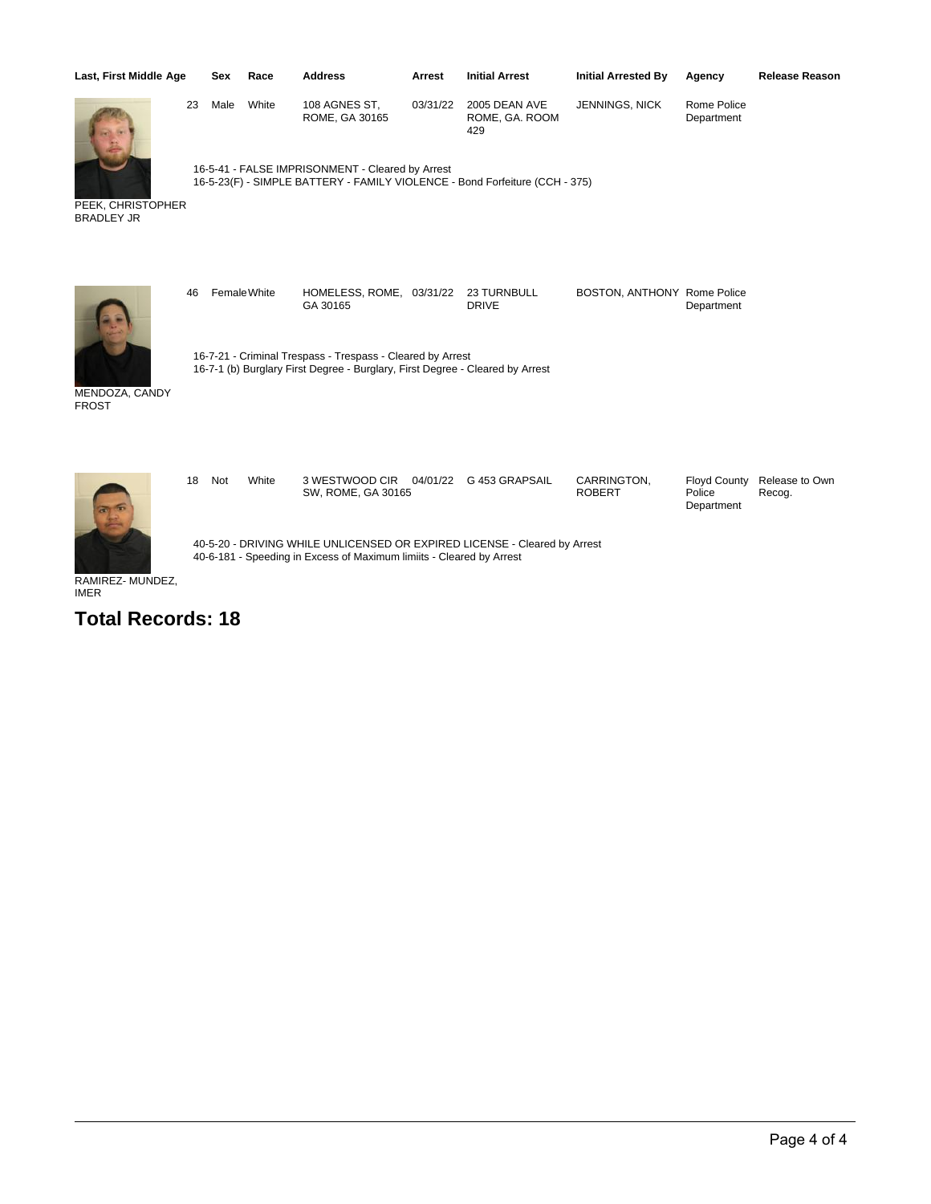| Last, First Middle | Age | Sex | Race | Address | Arrest | Initial Arrest | Initial Arrested By | Agency | Release Reason |
|---|---|---|---|---|---|---|---|---|---|
| PEEK, CHRISTOPHER BRADLEY JR | 23 | Male | White | 108 AGNES ST, ROME, GA 30165 | 03/31/22 | 2005 DEAN AVE ROME, GA. ROOM 429 | JENNINGS, NICK | Rome Police Department | |

16-5-41 - FALSE IMPRISONMENT - Cleared by Arrest
16-5-23(F) - SIMPLE BATTERY - FAMILY VIOLENCE - Bond Forfeiture (CCH - 375)

| Last, First Middle | Age | Sex | Race | Address | Arrest | Initial Arrest | Initial Arrested By | Agency | Release Reason |
|---|---|---|---|---|---|---|---|---|---|
| MENDOZA, CANDY FROST | 46 | Female | White | HOMELESS, ROME, GA 30165 | 03/31/22 | 23 TURNBULL DRIVE | BOSTON, ANTHONY | Rome Police Department | |

16-7-21 - Criminal Trespass - Trespass - Cleared by Arrest
16-7-1 (b) Burglary First Degree - Burglary, First Degree - Cleared by Arrest

| Last, First Middle | Age | Sex | Race | Address | Arrest | Initial Arrest | Initial Arrested By | Agency | Release Reason |
|---|---|---|---|---|---|---|---|---|---|
| RAMIREZ- MUNDEZ, IMER | 18 | Not | White | 3 WESTWOOD CIR SW, ROME, GA 30165 | 04/01/22 | G 453 GRAPSAIL | CARRINGTON, ROBERT | Floyd County Police Department | Release to Own Recog. |

40-5-20 - DRIVING WHILE UNLICENSED OR EXPIRED LICENSE - Cleared by Arrest
40-6-181 - Speeding in Excess of Maximum limiits - Cleared by Arrest

## Total Records: 18